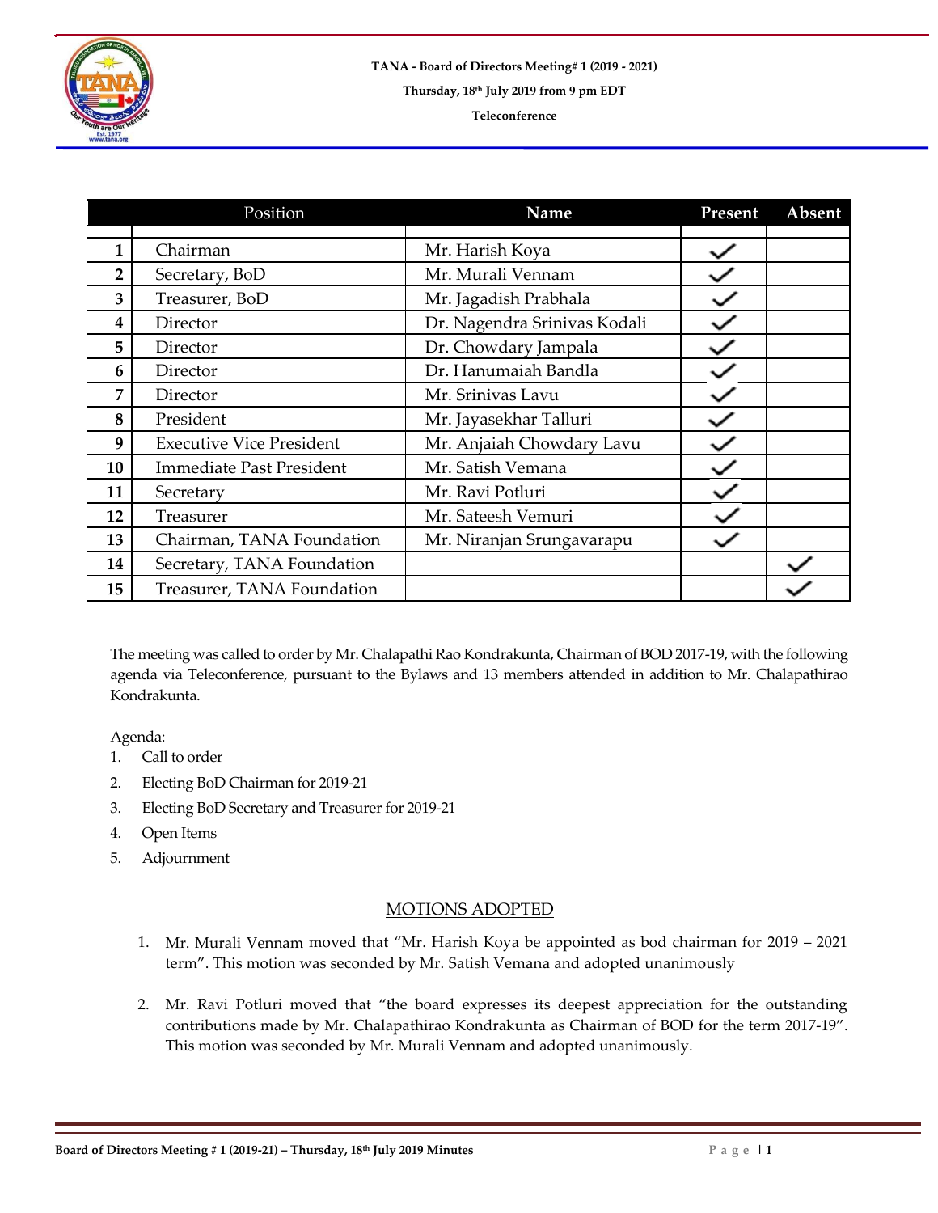**TANA - Board of Directors Meeting# 1 (2019 - 2021)**

**Thursday, 18th July 2019 from 9 pm EDT**

**Teleconference**

| | Position | Name | Present | Absent |
|---|---|---|---|---|
| | | | | |
| 1 | Chairman | Mr. Harish Koya | ✓ | |
| 2 | Secretary, BoD | Mr. Murali Vennam | ✓ | |
| 3 | Treasurer, BoD | Mr. Jagadish Prabhala | ✓ | |
| 4 | Director | Dr. Nagendra Srinivas Kodali | ✓ | |
| 5 | Director | Dr. Chowdary Jampala | ✓ | |
| 6 | Director | Dr. Hanumaiah Bandla | ✓ | |
| 7 | Director | Mr. Srinivas Lavu | ✓ | |
| 8 | President | Mr. Jayasekhar Talluri | ✓ | |
| 9 | Executive Vice President | Mr. Anjaiah Chowdary Lavu | ✓ | |
| 10 | Immediate Past President | Mr. Satish Vemana | ✓ | |
| 11 | Secretary | Mr. Ravi Potluri | ✓ | |
| 12 | Treasurer | Mr. Sateesh Vemuri | ✓ | |
| 13 | Chairman, TANA Foundation | Mr. Niranjan Srungavarapu | ✓ | |
| 14 | Secretary, TANA Foundation | | | ✓ |
| 15 | Treasurer, TANA Foundation | | | ✓ |

The meeting was called to order by Mr. Chalapathi Rao Kondrakunta, Chairman of BOD 2017-19, with the following agenda via Teleconference, pursuant to the Bylaws and 13 members attended in addition to Mr. Chalapathirao Kondrakunta.

Agenda:

1. Call to order
2. Electing BoD Chairman for 2019-21
3. Electing BoD Secretary and Treasurer for 2019-21
4. Open Items
5. Adjournment

## MOTIONS ADOPTED

1. Mr. Murali Vennam moved that "Mr. Harish Koya be appointed as bod chairman for 2019 – 2021 term". This motion was seconded by Mr. Satish Vemana and adopted unanimously

2. Mr. Ravi Potluri moved that "the board expresses its deepest appreciation for the outstanding contributions made by Mr. Chalapathirao Kondrakunta as Chairman of BOD for the term 2017-19". This motion was seconded by Mr. Murali Vennam and adopted unanimously.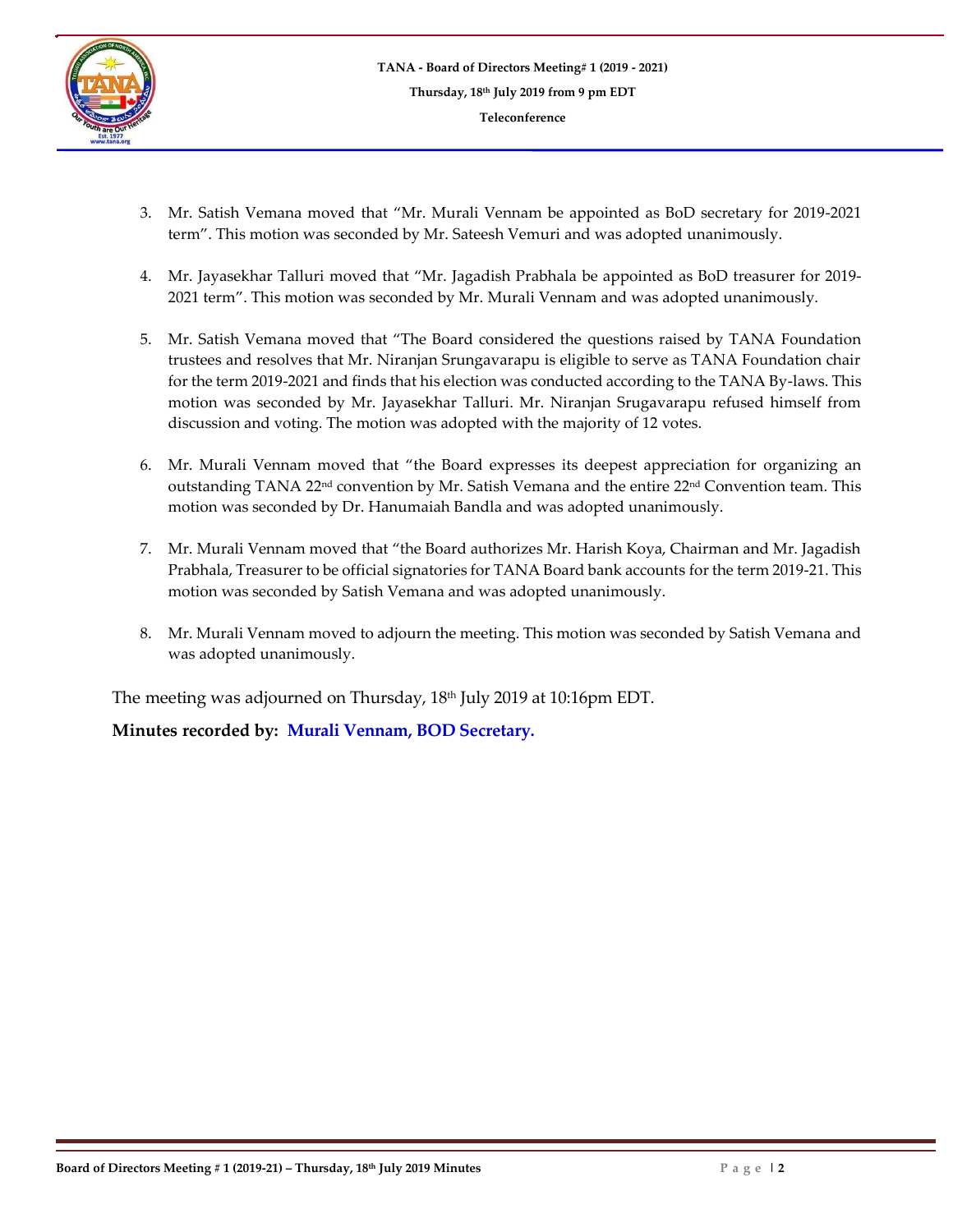3. Mr. Satish Vemana moved that "Mr. Murali Vennam be appointed as BoD secretary for 2019-2021 term". This motion was seconded by Mr. Sateesh Vemuri and was adopted unanimously.

4. Mr. Jayasekhar Talluri moved that "Mr. Jagadish Prabhala be appointed as BoD treasurer for 2019-2021 term". This motion was seconded by Mr. Murali Vennam and was adopted unanimously.

5. Mr. Satish Vemana moved that "The Board considered the questions raised by TANA Foundation trustees and resolves that Mr. Niranjan Srungavarapu is eligible to serve as TANA Foundation chair for the term 2019-2021 and finds that his election was conducted according to the TANA By-laws. This motion was seconded by Mr. Jayasekhar Talluri. Mr. Niranjan Srugavarapu refused himself from discussion and voting. The motion was adopted with the majority of 12 votes.

6. Mr. Murali Vennam moved that "the Board expresses its deepest appreciation for organizing an outstanding TANA 22nd convention by Mr. Satish Vemana and the entire 22nd Convention team. This motion was seconded by Dr. Hanumaiah Bandla and was adopted unanimously.

7. Mr. Murali Vennam moved that "the Board authorizes Mr. Harish Koya, Chairman and Mr. Jagadish Prabhala, Treasurer to be official signatories for TANA Board bank accounts for the term 2019-21. This motion was seconded by Satish Vemana and was adopted unanimously.

8. Mr. Murali Vennam moved to adjourn the meeting. This motion was seconded by Satish Vemana and was adopted unanimously.

The meeting was adjourned on Thursday, 18th July 2019 at 10:16pm EDT.

**Minutes recorded by: Murali Vennam, BOD Secretary.**